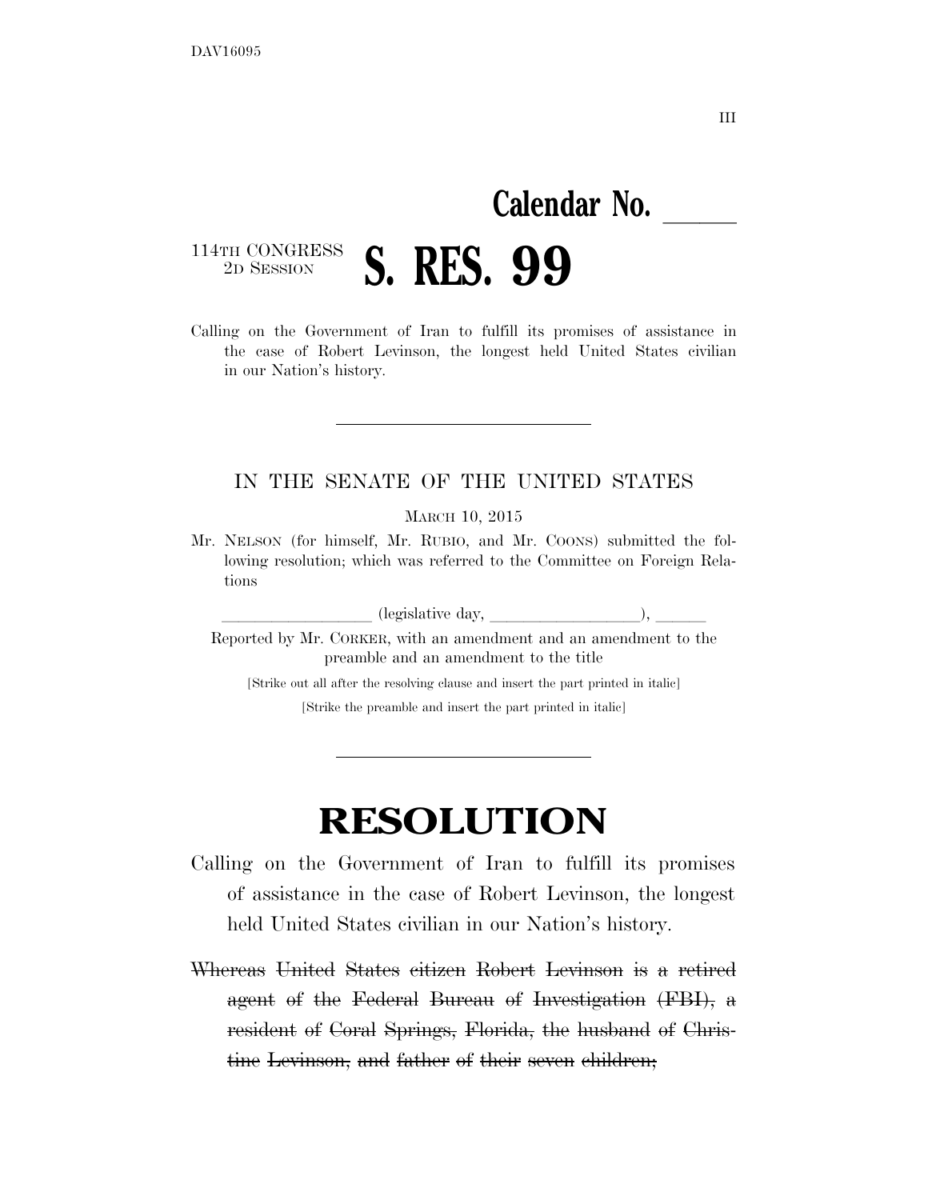DAV16095

III

**Calendar No. \_\_\_\_\_**

114TH CONGRESS
2D SESSION

# S. RES. 99

Calling on the Government of Iran to fulfill its promises of assistance in the case of Robert Levinson, the longest held United States civilian in our Nation's history.

---

IN THE SENATE OF THE UNITED STATES

MARCH 10, 2015

Mr. NELSON (for himself, Mr. RUBIO, and Mr. COONS) submitted the following resolution; which was referred to the Committee on Foreign Relations

\_\_\_\_\_\_\_\_\_\_\_\_\_\_\_\_\_\_ (legislative day, \_\_\_\_\_\_\_\_\_\_\_\_\_\_\_\_\_\_), \_\_\_\_\_\_

Reported by Mr. CORKER, with an amendment and an amendment to the preamble and an amendment to the title

[Strike out all after the resolving clause and insert the part printed in italic]

[Strike the preamble and insert the part printed in italic]

---

# RESOLUTION

Calling on the Government of Iran to fulfill its promises of assistance in the case of Robert Levinson, the longest held United States civilian in our Nation's history.

~~Whereas United States citizen Robert Levinson is a retired agent of the Federal Bureau of Investigation (FBI), a resident of Coral Springs, Florida, the husband of Christine Levinson, and father of their seven children;~~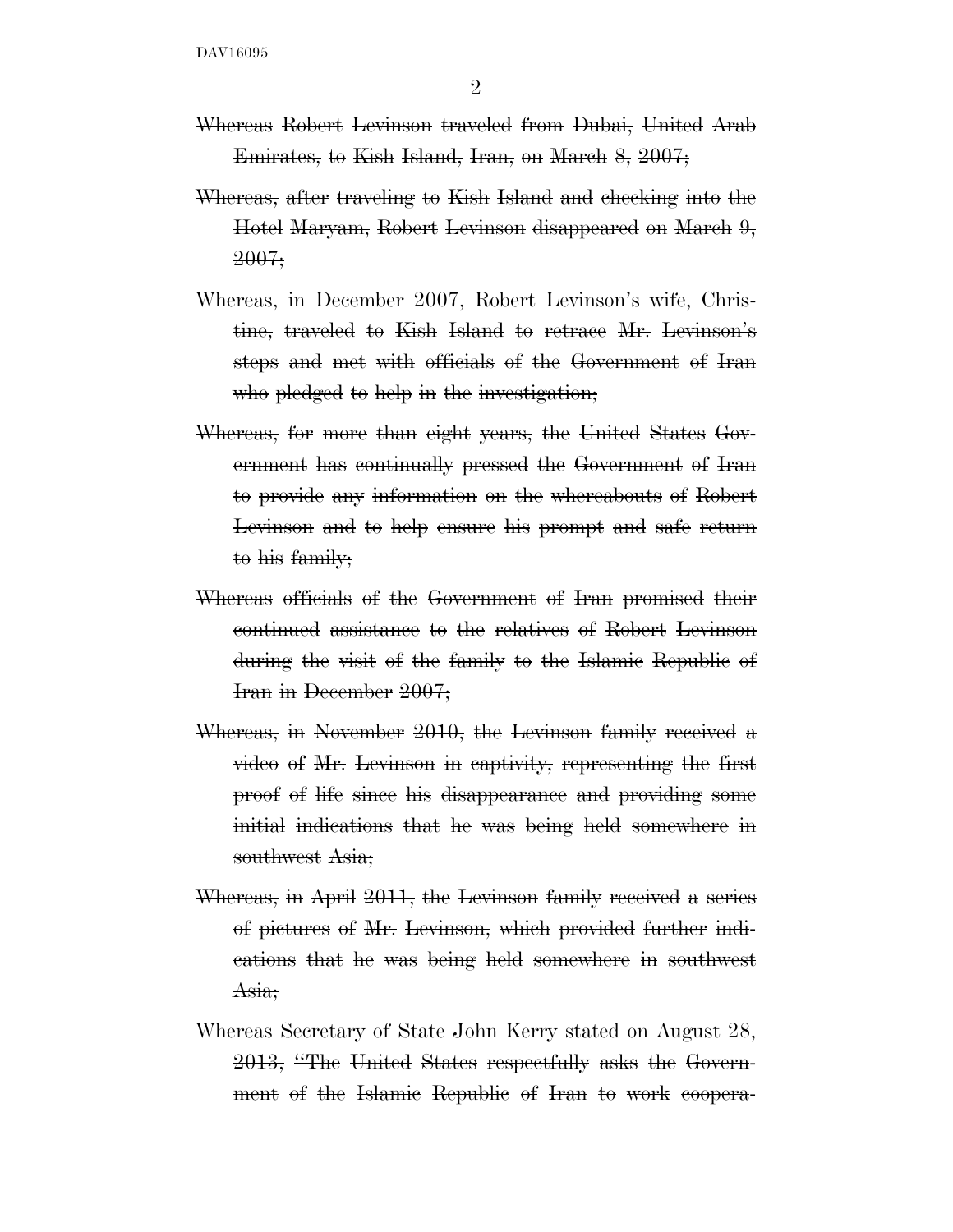~~Whereas Robert Levinson traveled from Dubai, United Arab Emirates, to Kish Island, Iran, on March 8, 2007;~~

~~Whereas, after traveling to Kish Island and checking into the Hotel Maryam, Robert Levinson disappeared on March 9, 2007;~~

~~Whereas, in December 2007, Robert Levinson's wife, Christine, traveled to Kish Island to retrace Mr. Levinson's steps and met with officials of the Government of Iran who pledged to help in the investigation;~~

~~Whereas, for more than eight years, the United States Government has continually pressed the Government of Iran to provide any information on the whereabouts of Robert Levinson and to help ensure his prompt and safe return to his family;~~

~~Whereas officials of the Government of Iran promised their continued assistance to the relatives of Robert Levinson during the visit of the family to the Islamic Republic of Iran in December 2007;~~

~~Whereas, in November 2010, the Levinson family received a video of Mr. Levinson in captivity, representing the first proof of life since his disappearance and providing some initial indications that he was being held somewhere in southwest Asia;~~

~~Whereas, in April 2011, the Levinson family received a series of pictures of Mr. Levinson, which provided further indications that he was being held somewhere in southwest Asia;~~

~~Whereas Secretary of State John Kerry stated on August 28, 2013, "The United States respectfully asks the Government of the Islamic Republic of Iran to work coopera-~~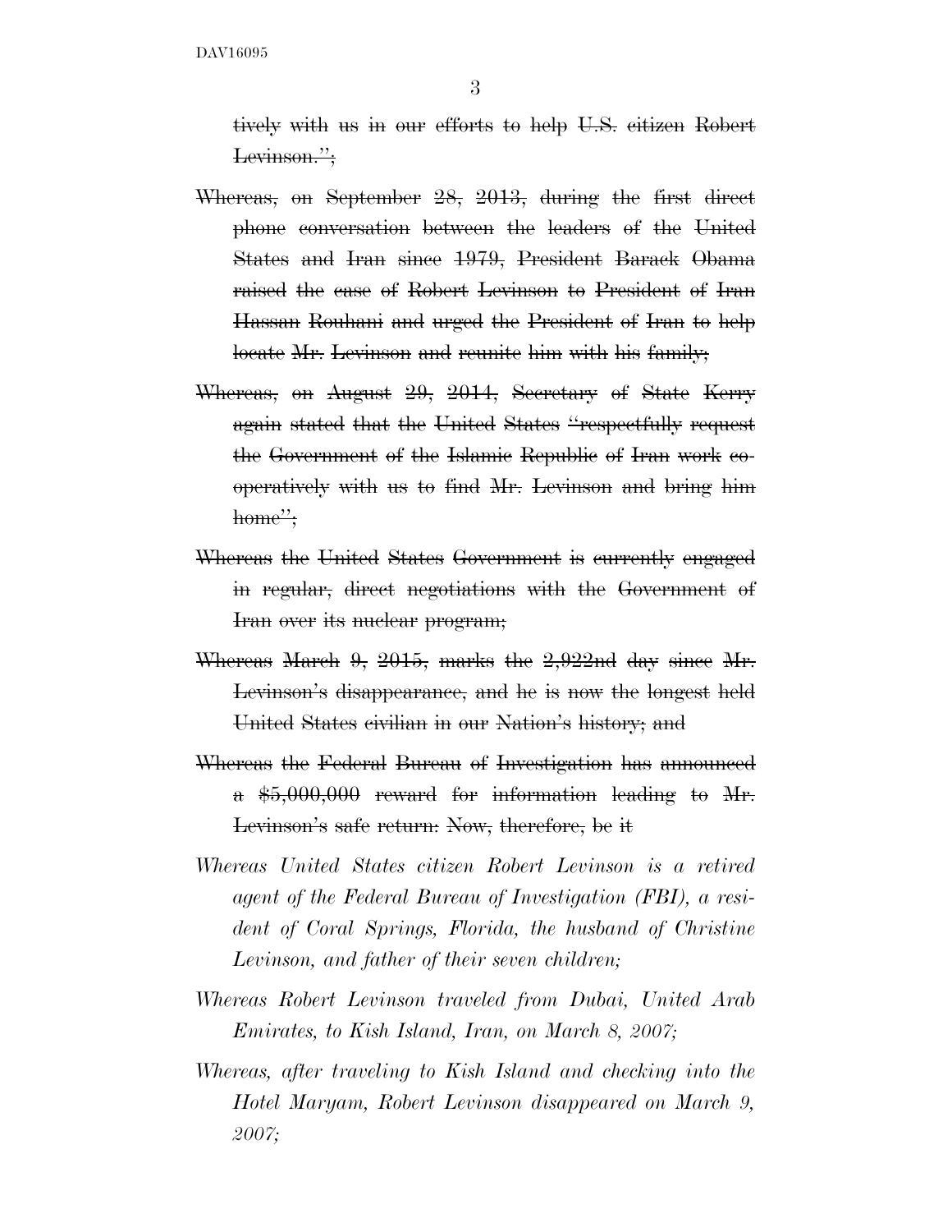~~tively with us in our efforts to help U.S. citizen Robert Levinson.'';~~

~~Whereas, on September 28, 2013, during the first direct phone conversation between the leaders of the United States and Iran since 1979, President Barack Obama raised the case of Robert Levinson to President of Iran Hassan Rouhani and urged the President of Iran to help locate Mr. Levinson and reunite him with his family;~~

~~Whereas, on August 29, 2014, Secretary of State Kerry again stated that the United States ''respectfully request the Government of the Islamic Republic of Iran work cooperatively with us to find Mr. Levinson and bring him home'';~~

~~Whereas the United States Government is currently engaged in regular, direct negotiations with the Government of Iran over its nuclear program;~~

~~Whereas March 9, 2015, marks the 2,922nd day since Mr. Levinson's disappearance, and he is now the longest held United States civilian in our Nation's history; and~~

~~Whereas the Federal Bureau of Investigation has announced a $5,000,000 reward for information leading to Mr. Levinson's safe return: Now, therefore, be it~~

*Whereas United States citizen Robert Levinson is a retired agent of the Federal Bureau of Investigation (FBI), a resident of Coral Springs, Florida, the husband of Christine Levinson, and father of their seven children;*

*Whereas Robert Levinson traveled from Dubai, United Arab Emirates, to Kish Island, Iran, on March 8, 2007;*

*Whereas, after traveling to Kish Island and checking into the Hotel Maryam, Robert Levinson disappeared on March 9, 2007;*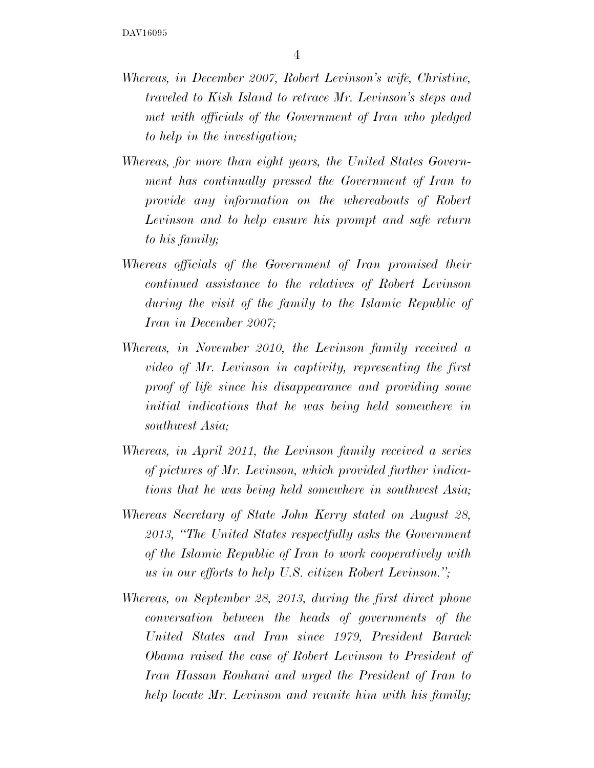*Whereas, in December 2007, Robert Levinson's wife, Christine, traveled to Kish Island to retrace Mr. Levinson's steps and met with officials of the Government of Iran who pledged to help in the investigation;*

*Whereas, for more than eight years, the United States Government has continually pressed the Government of Iran to provide any information on the whereabouts of Robert Levinson and to help ensure his prompt and safe return to his family;*

*Whereas officials of the Government of Iran promised their continued assistance to the relatives of Robert Levinson during the visit of the family to the Islamic Republic of Iran in December 2007;*

*Whereas, in November 2010, the Levinson family received a video of Mr. Levinson in captivity, representing the first proof of life since his disappearance and providing some initial indications that he was being held somewhere in southwest Asia;*

*Whereas, in April 2011, the Levinson family received a series of pictures of Mr. Levinson, which provided further indications that he was being held somewhere in southwest Asia;*

*Whereas Secretary of State John Kerry stated on August 28, 2013, "The United States respectfully asks the Government of the Islamic Republic of Iran to work cooperatively with us in our efforts to help U.S. citizen Robert Levinson.";*

*Whereas, on September 28, 2013, during the first direct phone conversation between the heads of governments of the United States and Iran since 1979, President Barack Obama raised the case of Robert Levinson to President of Iran Hassan Rouhani and urged the President of Iran to help locate Mr. Levinson and reunite him with his family;*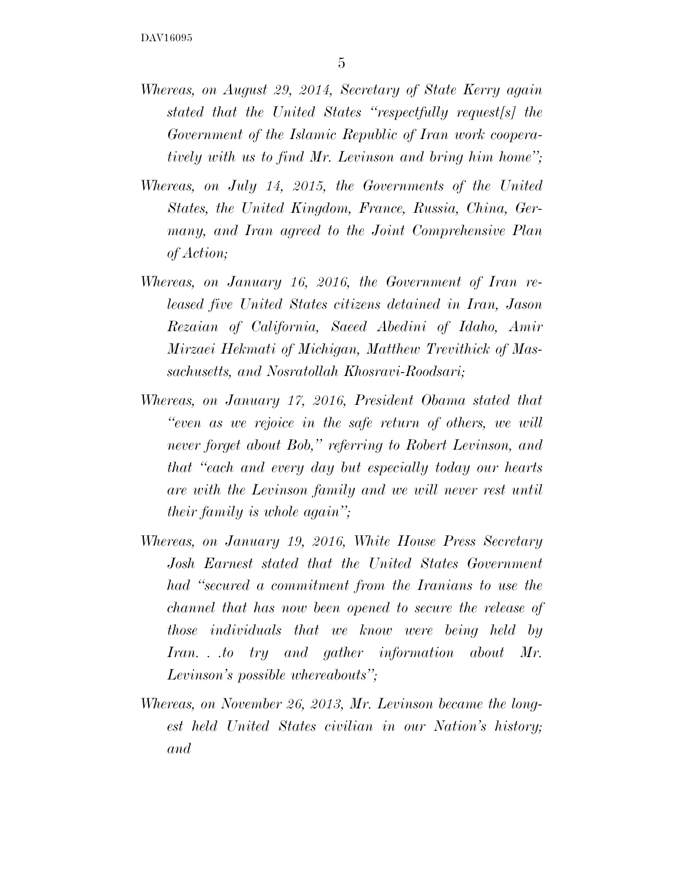*Whereas, on August 29, 2014, Secretary of State Kerry again stated that the United States "respectfully request[s] the Government of the Islamic Republic of Iran work cooperatively with us to find Mr. Levinson and bring him home";*

*Whereas, on July 14, 2015, the Governments of the United States, the United Kingdom, France, Russia, China, Germany, and Iran agreed to the Joint Comprehensive Plan of Action;*

*Whereas, on January 16, 2016, the Government of Iran released five United States citizens detained in Iran, Jason Rezaian of California, Saeed Abedini of Idaho, Amir Mirzaei Hekmati of Michigan, Matthew Trevithick of Massachusetts, and Nosratollah Khosravi-Roodsari;*

*Whereas, on January 17, 2016, President Obama stated that "even as we rejoice in the safe return of others, we will never forget about Bob," referring to Robert Levinson, and that "each and every day but especially today our hearts are with the Levinson family and we will never rest until their family is whole again";*

*Whereas, on January 19, 2016, White House Press Secretary Josh Earnest stated that the United States Government had "secured a commitment from the Iranians to use the channel that has now been opened to secure the release of those individuals that we know were being held by Iran. . .to try and gather information about Mr. Levinson's possible whereabouts";*

*Whereas, on November 26, 2013, Mr. Levinson became the longest held United States civilian in our Nation's history; and*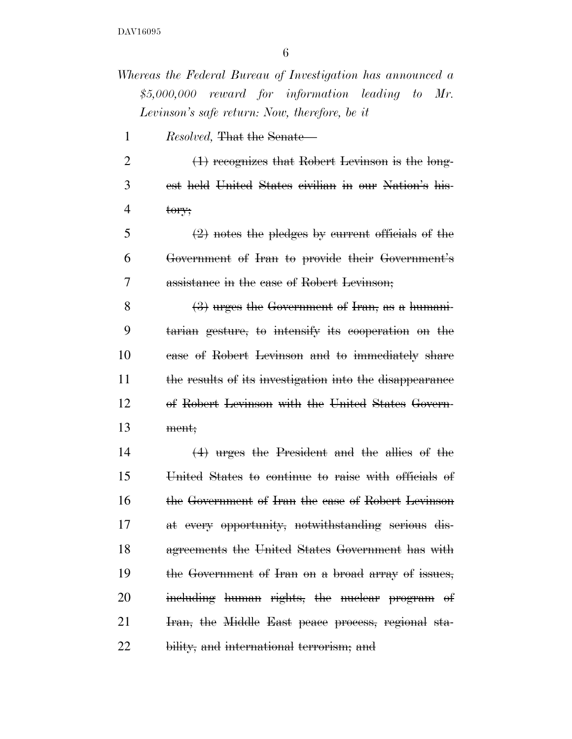*Whereas the Federal Bureau of Investigation has announced a $5,000,000 reward for information leading to Mr. Levinson's safe return: Now, therefore, be it*

1 *Resolved,* ~~That the Senate—~~

2 ~~(1) recognizes that Robert Levinson is the long-~~
3 ~~est held United States civilian in our Nation's his-~~
4 ~~tory;~~

5 ~~(2) notes the pledges by current officials of the~~
6 ~~Government of Iran to provide their Government's~~
7 ~~assistance in the case of Robert Levinson;~~

8 ~~(3) urges the Government of Iran, as a humani-~~
9 ~~tarian gesture, to intensify its cooperation on the~~
10 ~~case of Robert Levinson and to immediately share~~
11 ~~the results of its investigation into the disappearance~~
12 ~~of Robert Levinson with the United States Govern-~~
13 ~~ment;~~

14 ~~(4) urges the President and the allies of the~~
15 ~~United States to continue to raise with officials of~~
16 ~~the Government of Iran the case of Robert Levinson~~
17 ~~at every opportunity, notwithstanding serious dis-~~
18 ~~agreements the United States Government has with~~
19 ~~the Government of Iran on a broad array of issues,~~
20 ~~including human rights, the nuclear program of~~
21 ~~Iran, the Middle East peace process, regional sta-~~
22 ~~bility, and international terrorism; and~~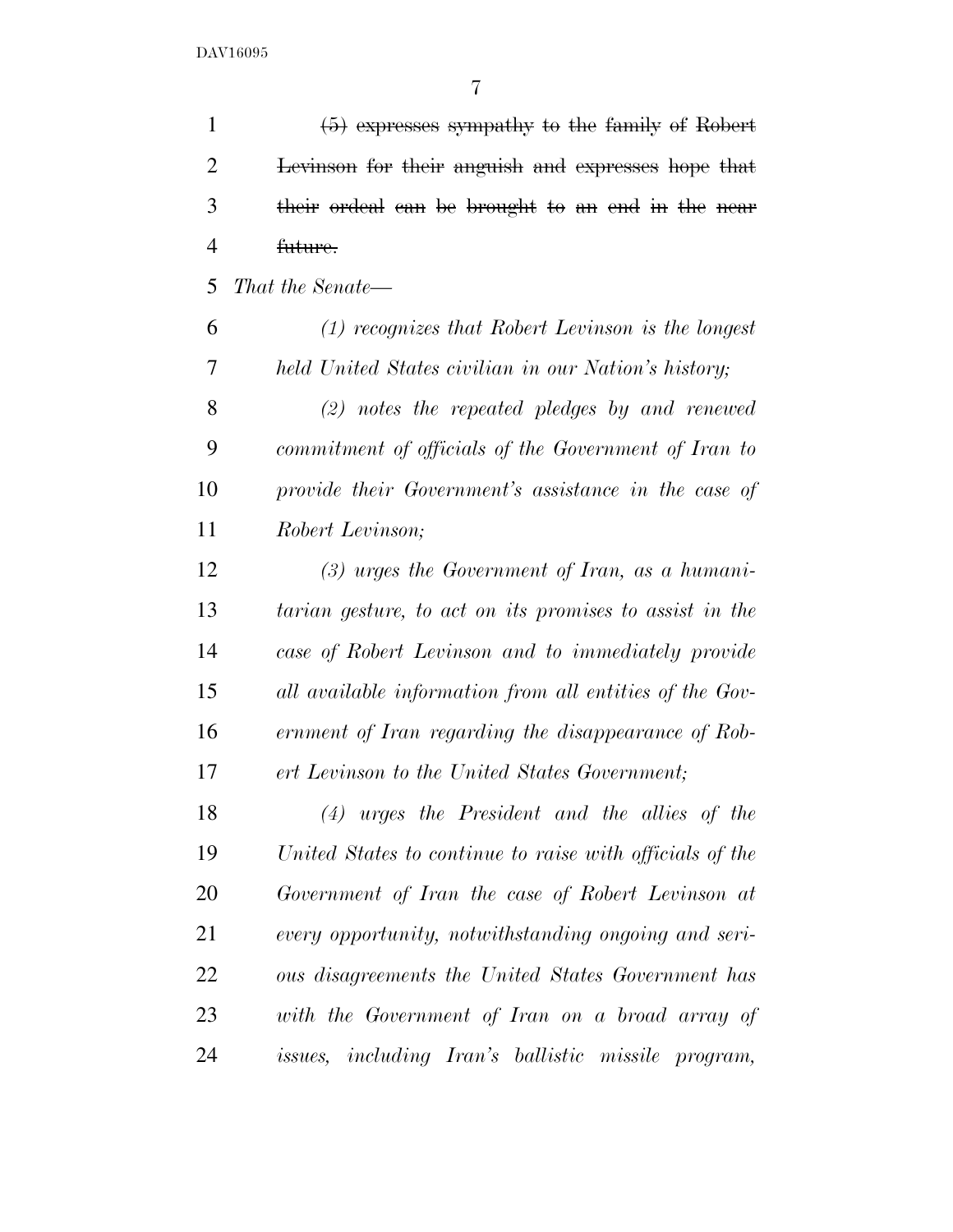~~(5) expresses sympathy to the family of Robert Levinson for their anguish and expresses hope that their ordeal can be brought to an end in the near future.~~

*That the Senate—*

*(1) recognizes that Robert Levinson is the longest held United States civilian in our Nation's history;*

*(2) notes the repeated pledges by and renewed commitment of officials of the Government of Iran to provide their Government's assistance in the case of Robert Levinson;*

*(3) urges the Government of Iran, as a humanitarian gesture, to act on its promises to assist in the case of Robert Levinson and to immediately provide all available information from all entities of the Government of Iran regarding the disappearance of Robert Levinson to the United States Government;*

*(4) urges the President and the allies of the United States to continue to raise with officials of the Government of Iran the case of Robert Levinson at every opportunity, notwithstanding ongoing and serious disagreements the United States Government has with the Government of Iran on a broad array of issues, including Iran's ballistic missile program,*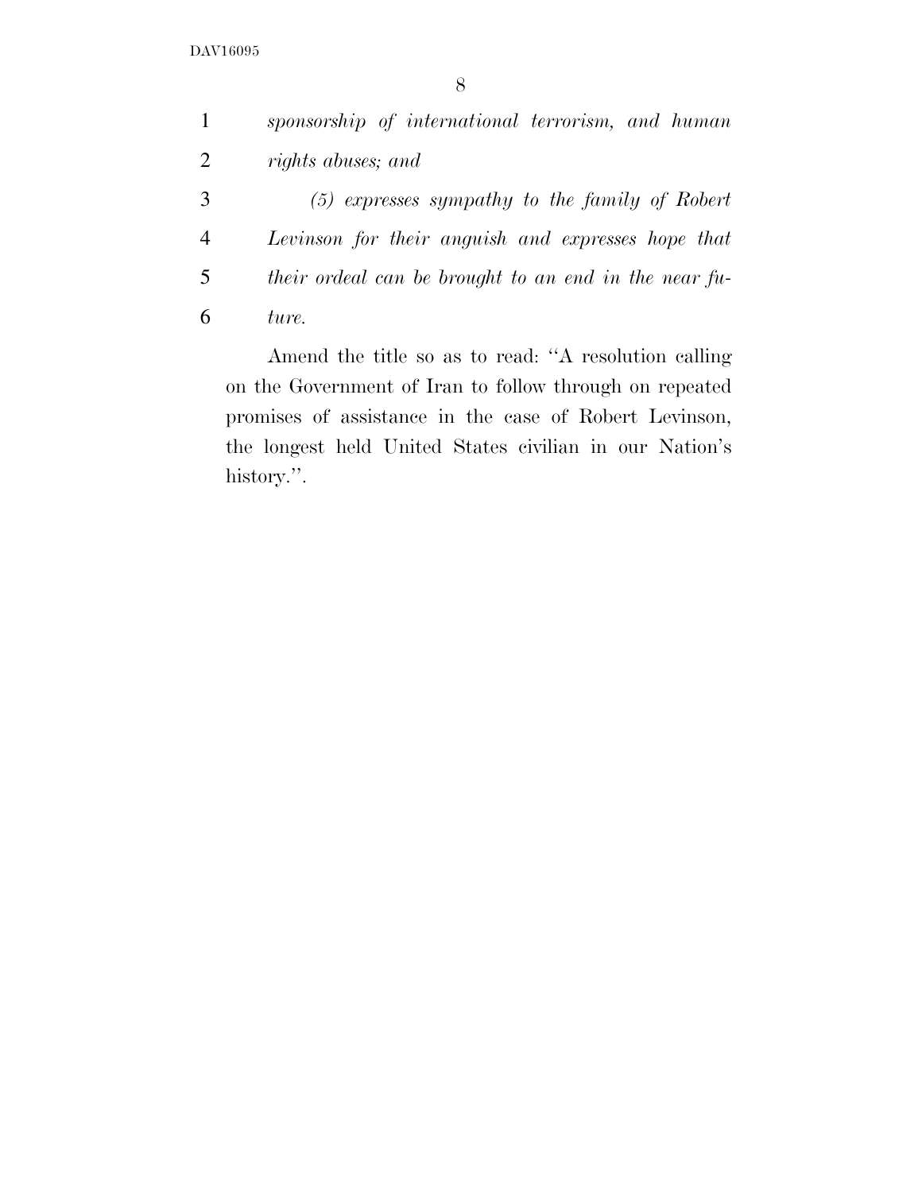*sponsorship of international terrorism, and human rights abuses; and*

*(5) expresses sympathy to the family of Robert Levinson for their anguish and expresses hope that their ordeal can be brought to an end in the near future.*

Amend the title so as to read: ''A resolution calling on the Government of Iran to follow through on repeated promises of assistance in the case of Robert Levinson, the longest held United States civilian in our Nation's history.''.